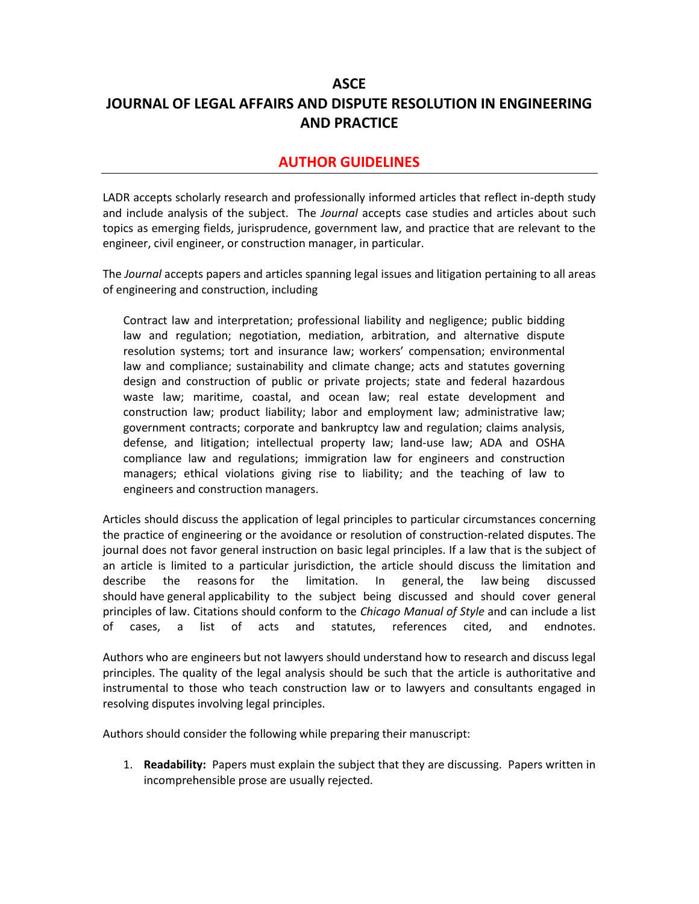# ASCE
# JOURNAL OF LEGAL AFFAIRS AND DISPUTE RESOLUTION IN ENGINEERING AND PRACTICE

## AUTHOR GUIDELINES

LADR accepts scholarly research and professionally informed articles that reflect in-depth study and include analysis of the subject. The *Journal* accepts case studies and articles about such topics as emerging fields, jurisprudence, government law, and practice that are relevant to the engineer, civil engineer, or construction manager, in particular.

The *Journal* accepts papers and articles spanning legal issues and litigation pertaining to all areas of engineering and construction, including

> Contract law and interpretation; professional liability and negligence; public bidding law and regulation; negotiation, mediation, arbitration, and alternative dispute resolution systems; tort and insurance law; workers' compensation; environmental law and compliance; sustainability and climate change; acts and statutes governing design and construction of public or private projects; state and federal hazardous waste law; maritime, coastal, and ocean law; real estate development and construction law; product liability; labor and employment law; administrative law; government contracts; corporate and bankruptcy law and regulation; claims analysis, defense, and litigation; intellectual property law; land-use law; ADA and OSHA compliance law and regulations; immigration law for engineers and construction managers; ethical violations giving rise to liability; and the teaching of law to engineers and construction managers.

Articles should discuss the application of legal principles to particular circumstances concerning the practice of engineering or the avoidance or resolution of construction-related disputes. The journal does not favor general instruction on basic legal principles. If a law that is the subject of an article is limited to a particular jurisdiction, the article should discuss the limitation and describe the reasons for the limitation. In general, the law being discussed should have general applicability to the subject being discussed and should cover general principles of law. Citations should conform to the *Chicago Manual of Style* and can include a list of cases, a list of acts and statutes, references cited, and endnotes.

Authors who are engineers but not lawyers should understand how to research and discuss legal principles. The quality of the legal analysis should be such that the article is authoritative and instrumental to those who teach construction law or to lawyers and consultants engaged in resolving disputes involving legal principles.

Authors should consider the following while preparing their manuscript:

1. **Readability:** Papers must explain the subject that they are discussing. Papers written in incomprehensible prose are usually rejected.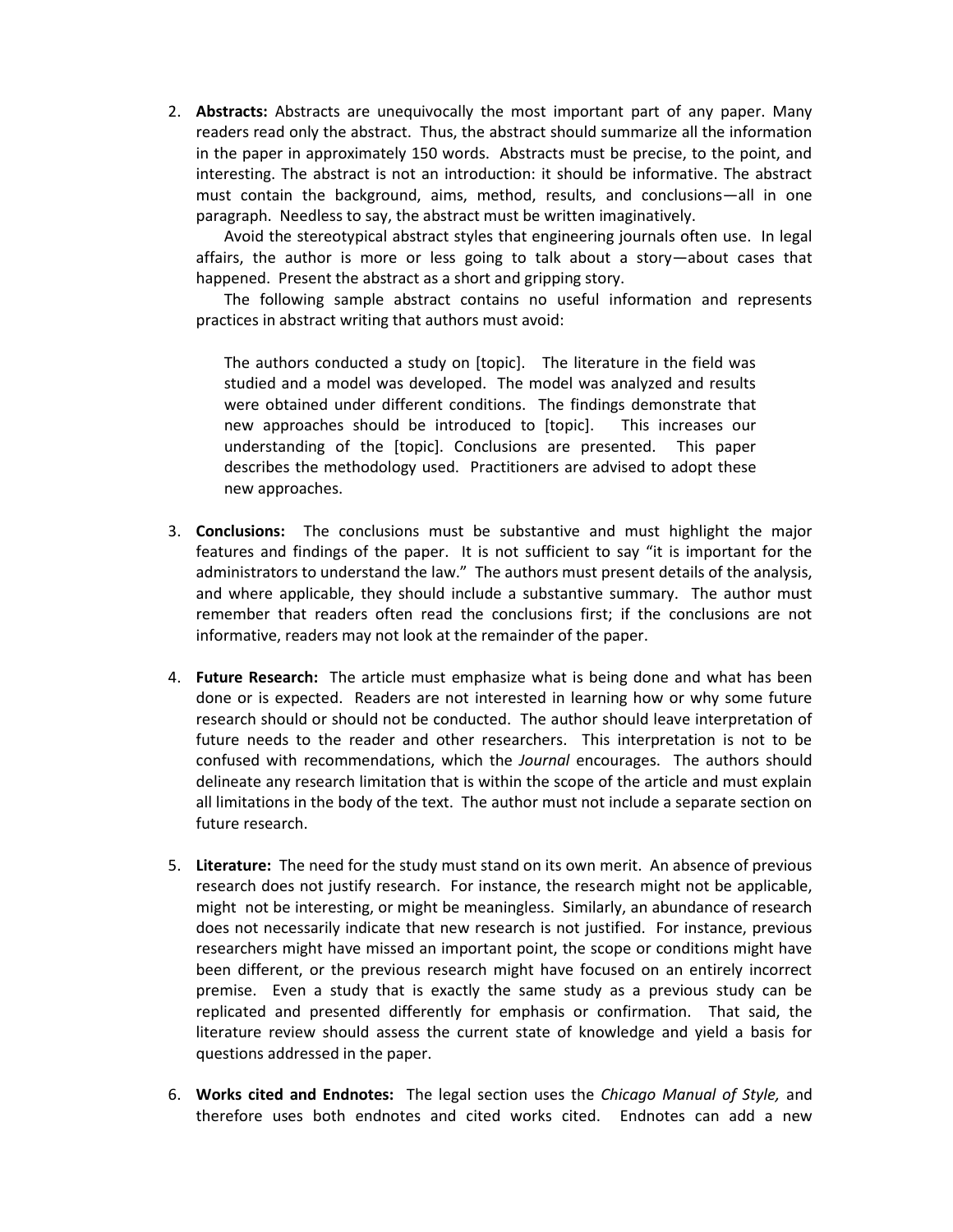2. **Abstracts:** Abstracts are unequivocally the most important part of any paper. Many readers read only the abstract. Thus, the abstract should summarize all the information in the paper in approximately 150 words. Abstracts must be precise, to the point, and interesting. The abstract is not an introduction: it should be informative. The abstract must contain the background, aims, method, results, and conclusions—all in one paragraph. Needless to say, the abstract must be written imaginatively.

   Avoid the stereotypical abstract styles that engineering journals often use. In legal affairs, the author is more or less going to talk about a story—about cases that happened. Present the abstract as a short and gripping story.

   The following sample abstract contains no useful information and represents practices in abstract writing that authors must avoid:

   > The authors conducted a study on [topic]. The literature in the field was studied and a model was developed. The model was analyzed and results were obtained under different conditions. The findings demonstrate that new approaches should be introduced to [topic]. This increases our understanding of the [topic]. Conclusions are presented. This paper describes the methodology used. Practitioners are advised to adopt these new approaches.

3. **Conclusions:** The conclusions must be substantive and must highlight the major features and findings of the paper. It is not sufficient to say "it is important for the administrators to understand the law." The authors must present details of the analysis, and where applicable, they should include a substantive summary. The author must remember that readers often read the conclusions first; if the conclusions are not informative, readers may not look at the remainder of the paper.

4. **Future Research:** The article must emphasize what is being done and what has been done or is expected. Readers are not interested in learning how or why some future research should or should not be conducted. The author should leave interpretation of future needs to the reader and other researchers. This interpretation is not to be confused with recommendations, which the *Journal* encourages. The authors should delineate any research limitation that is within the scope of the article and must explain all limitations in the body of the text. The author must not include a separate section on future research.

5. **Literature:** The need for the study must stand on its own merit. An absence of previous research does not justify research. For instance, the research might not be applicable, might not be interesting, or might be meaningless. Similarly, an abundance of research does not necessarily indicate that new research is not justified. For instance, previous researchers might have missed an important point, the scope or conditions might have been different, or the previous research might have focused on an entirely incorrect premise. Even a study that is exactly the same study as a previous study can be replicated and presented differently for emphasis or confirmation. That said, the literature review should assess the current state of knowledge and yield a basis for questions addressed in the paper.

6. **Works cited and Endnotes:** The legal section uses the *Chicago Manual of Style,* and therefore uses both endnotes and cited works cited. Endnotes can add a new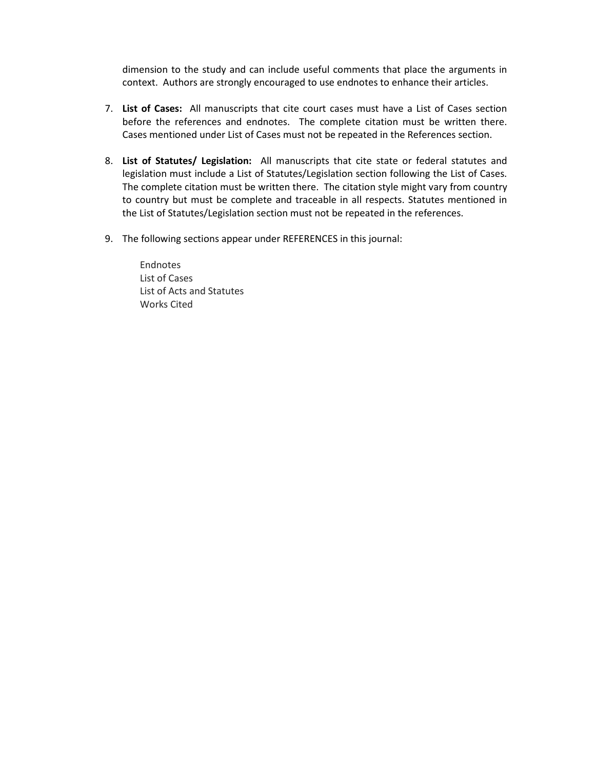dimension to the study and can include useful comments that place the arguments in context. Authors are strongly encouraged to use endnotes to enhance their articles.

7. **List of Cases:** All manuscripts that cite court cases must have a List of Cases section before the references and endnotes. The complete citation must be written there. Cases mentioned under List of Cases must not be repeated in the References section.

8. **List of Statutes/ Legislation:** All manuscripts that cite state or federal statutes and legislation must include a List of Statutes/Legislation section following the List of Cases. The complete citation must be written there. The citation style might vary from country to country but must be complete and traceable in all respects. Statutes mentioned in the List of Statutes/Legislation section must not be repeated in the references.

9. The following sections appear under REFERENCES in this journal:

   Endnotes
   List of Cases
   List of Acts and Statutes
   Works Cited